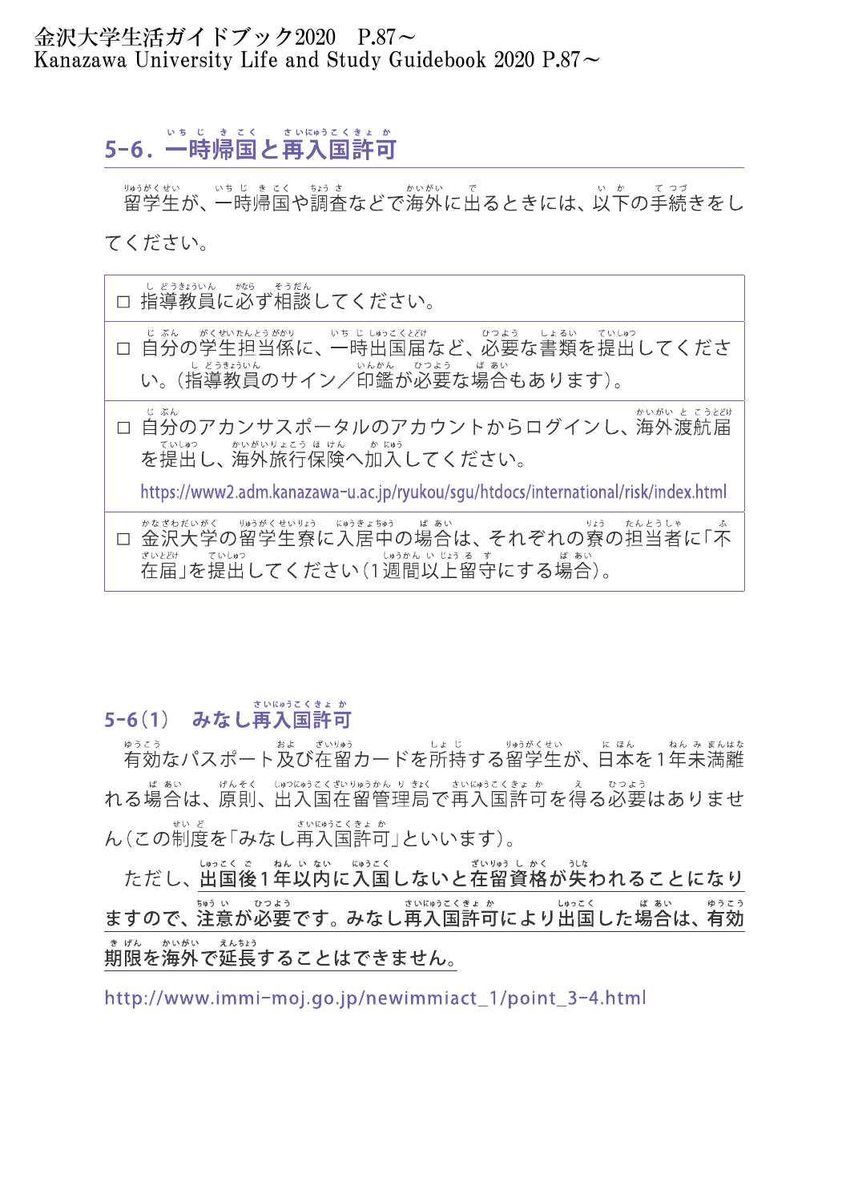金沢大学生活ガイドブック2020　P.87～
Kanazawa University Life and Study Guidebook 2020 P.87～

## 5-6．一時帰国と再入国許可

留学生が、一時帰国や調査などで海外に出るときには、以下の手続きをしてください。

- □ 指導教員に必ず相談してください。
- □ 自分の学生担当係に、一時出国届など、必要な書類を提出してください。（指導教員のサイン／印鑑が必要な場合もあります）。
- □ 自分のアカンサスポータルのアカウントからログインし、海外渡航届を提出し、海外旅行保険へ加入してください。
  https://www2.adm.kanazawa-u.ac.jp/ryukou/sgu/htdocs/international/risk/index.html
- □ 金沢大学の留学生寮に入居中の場合は、それぞれの寮の担当者に「不在届」を提出してください（1週間以上留守にする場合）。

## 5-6（1）　みなし再入国許可

有効なパスポート及び在留カードを所持する留学生が、日本を1年未満離れる場合は、原則、出入国在留管理局で再入国許可を得る必要はありません（この制度を「みなし再入国許可」といいます）。

ただし、出国後1年以内に入国しないと在留資格が失われることになりますので、注意が必要です。みなし再入国許可により出国した場合は、有効期限を海外で延長することはできません。

http://www.immi-moj.go.jp/newimmiact_1/point_3-4.html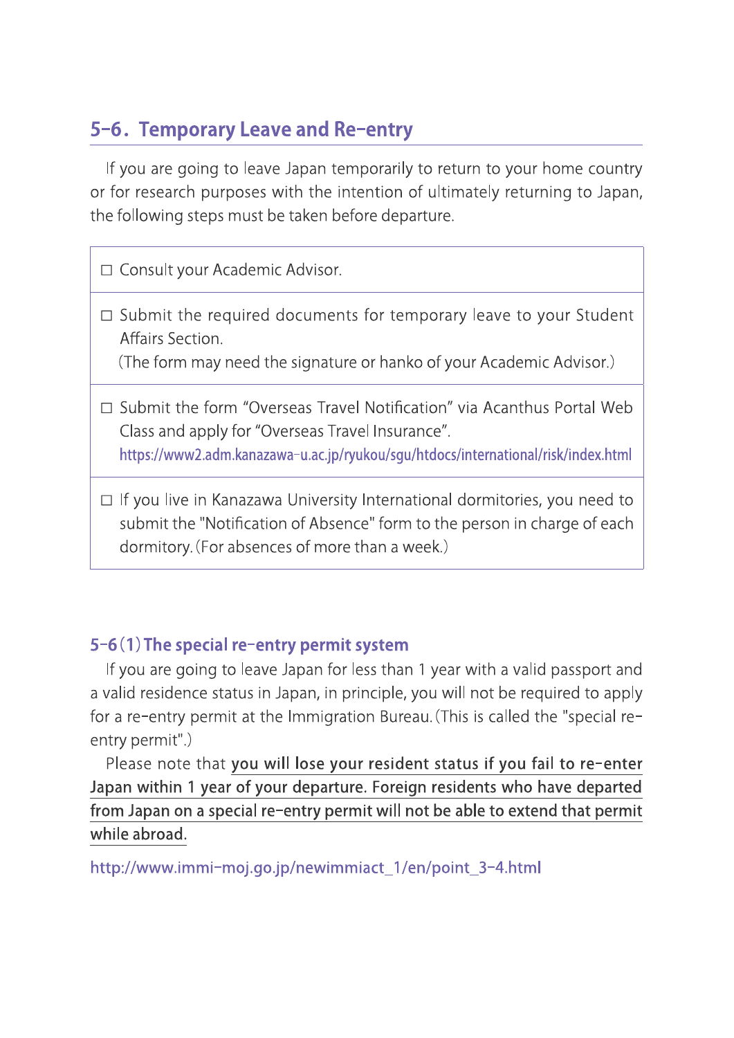## 5-6. Temporary Leave and Re-entry

If you are going to leave Japan temporarily to return to your home country or for research purposes with the intention of ultimately returning to Japan, the following steps must be taken before departure.

| |
|---|
| ☐ Consult your Academic Advisor. |
| ☐ Submit the required documents for temporary leave to your Student Affairs Section. (The form may need the signature or hanko of your Academic Advisor.) |
| ☐ Submit the form "Overseas Travel Notification" via Acanthus Portal Web Class and apply for "Overseas Travel Insurance". https://www2.adm.kanazawa-u.ac.jp/ryukou/sgu/htdocs/international/risk/index.html |
| ☐ If you live in Kanazawa University International dormitories, you need to submit the "Notification of Absence" form to the person in charge of each dormitory. (For absences of more than a week.) |

### 5-6 (1) The special re-entry permit system

If you are going to leave Japan for less than 1 year with a valid passport and a valid residence status in Japan, in principle, you will not be required to apply for a re-entry permit at the Immigration Bureau. (This is called the "special re-entry permit".)

Please note that **you will lose your resident status if you fail to re-enter Japan within 1 year of your departure. Foreign residents who have departed from Japan on a special re-entry permit will not be able to extend that permit while abroad.**

http://www.immi-moj.go.jp/newimmiact_1/en/point_3-4.html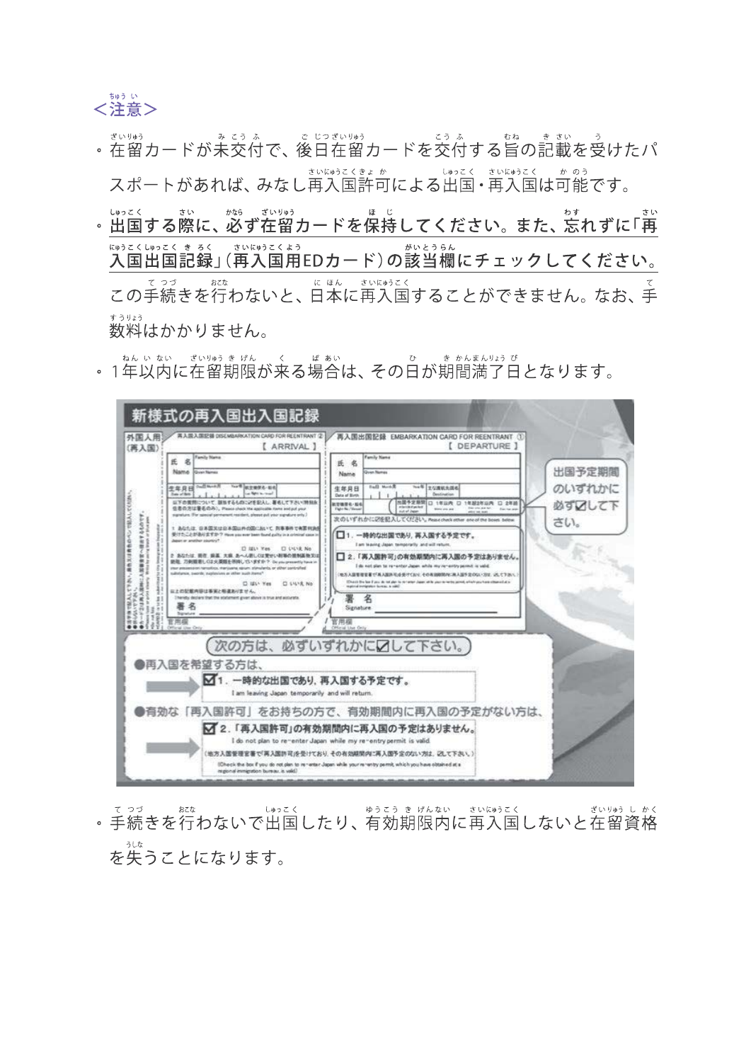## <注意>

- 在留カードが未交付で、後日在留カードを交付する旨の記載を受けたパスポートがあれば、みなし再入国許可による出国・再入国は可能です。
- **出国する際に、必ず在留カードを保持してください。また、忘れずに「再入国出国記録」（再入国用EDカード）の該当欄にチェックしてください。** この手続きを行わないと、日本に再入国することができません。なお、手数料はかかりません。
- 1年以内に在留期限が来る場合は、その日が期間満了日となります。

**新様式の再入国出入国記録**

出国予定期間のいずれかに必ず☑して下さい。

次の方は、必ずいずれかに☑して下さい。

●再入国を希望する方は、

☑1．一時的な出国であり、再入国する予定です。
I am leaving Japan temporarily and will return.

●有効な「再入国許可」をお持ちの方で、有効期間内に再入国の予定がない方は、

☑2．「再入国許可」の有効期間内に再入国の予定はありません。
I do not plan to re-enter Japan while my re-entry permit is valid.

- 手続きを行わないで出国したり、有効期限内に再入国しないと在留資格を失うことになります。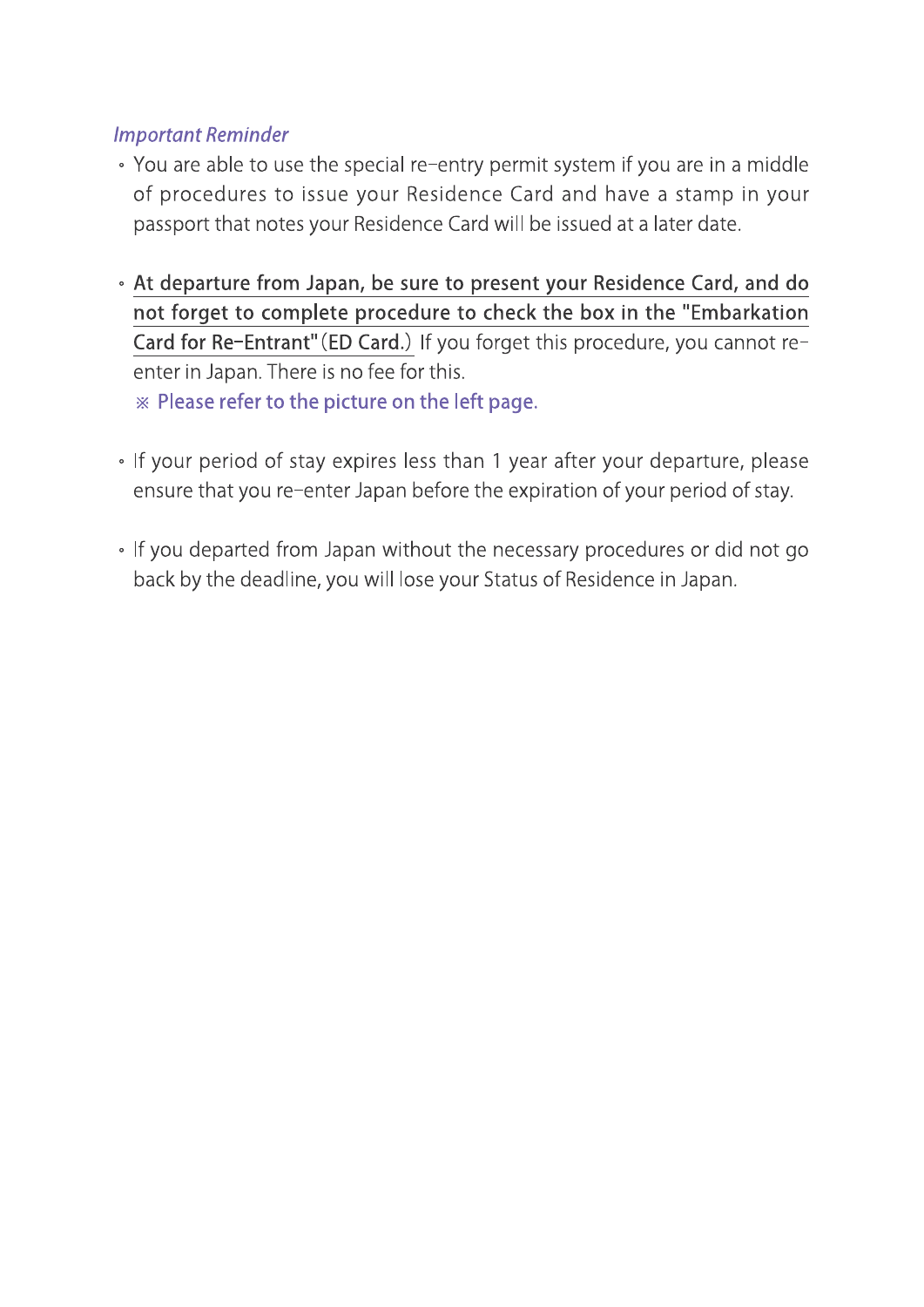*Important Reminder*

- You are able to use the special re-entry permit system if you are in a middle of procedures to issue your Residence Card and have a stamp in your passport that notes your Residence Card will be issued at a later date.

- At departure from Japan, be sure to present your Residence Card, and do not forget to complete procedure to check the box in the "Embarkation Card for Re-Entrant"(ED Card.) If you forget this procedure, you cannot re-enter in Japan. There is no fee for this.
  ※ Please refer to the picture on the left page.

- If your period of stay expires less than 1 year after your departure, please ensure that you re-enter Japan before the expiration of your period of stay.

- If you departed from Japan without the necessary procedures or did not go back by the deadline, you will lose your Status of Residence in Japan.